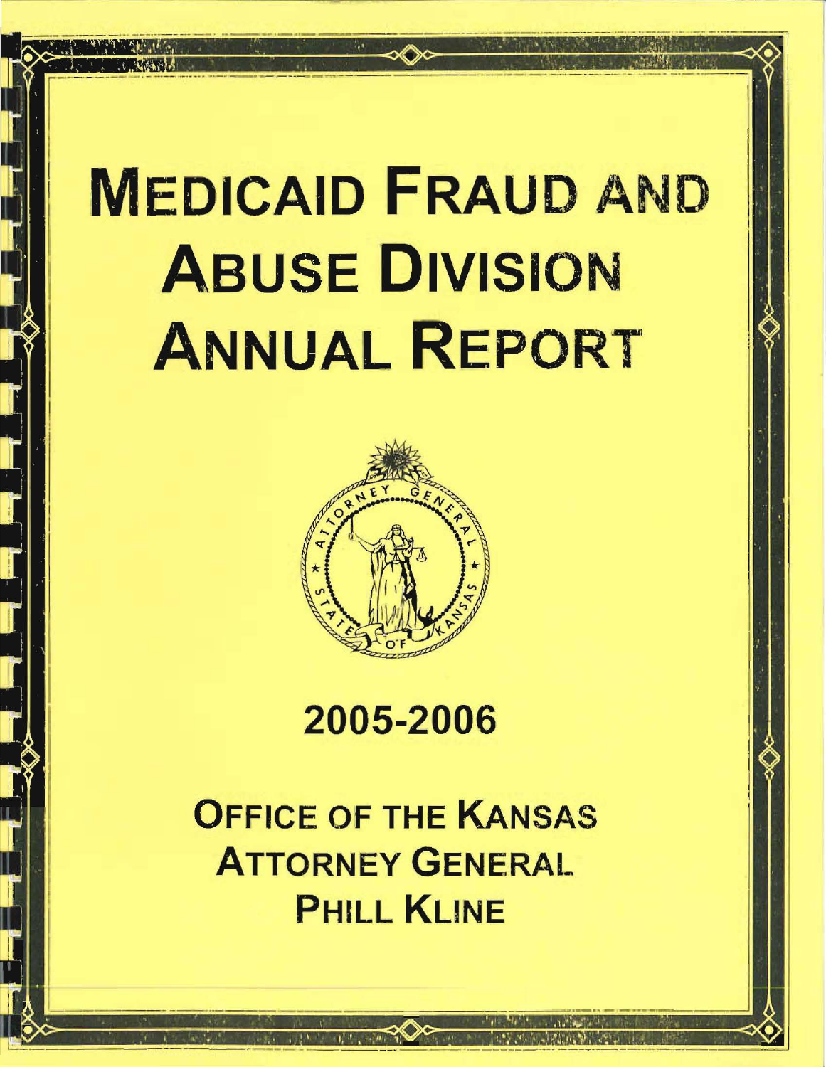# Medicaid Fraud and Abuse Division Annual Report

2005-2006

Office of the Kansas Attorney General

Phill Kline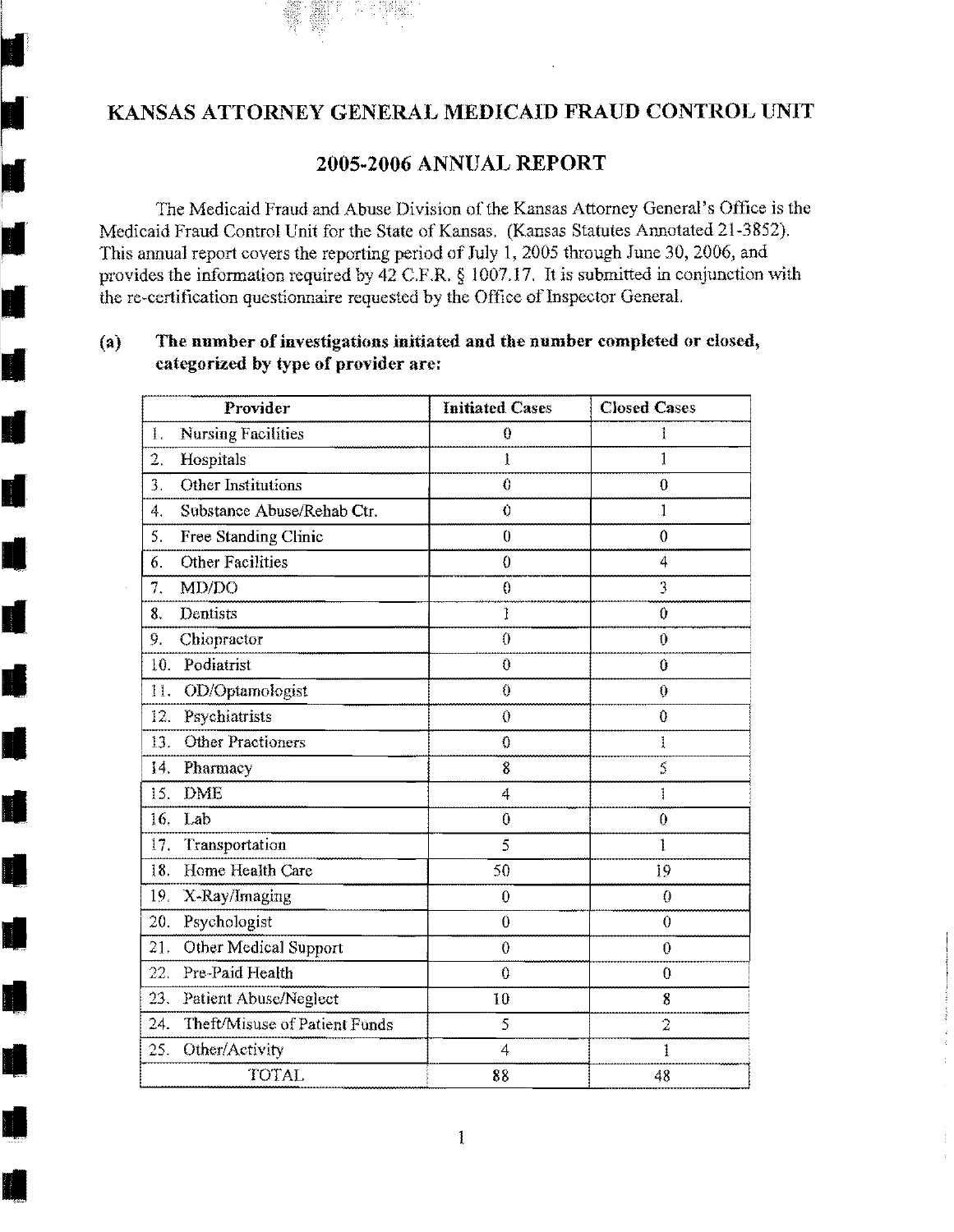# KANSAS ATTORNEY GENERAL MEDICAID FRAUD CONTROL UNIT

## 2005-2006 ANNUAL REPORT

The Medicaid Fraud and Abuse Division of the Kansas Attorney General's Office is the Medicaid Fraud Control Unit for the State of Kansas. (Kansas Statutes Annotated 21-3852). This annual report covers the reporting period of July 1, 2005 through June 30, 2006, and provides the information required by 42 C.F.R. § 1007.17. It is submitted in conjunction with the re-certification questionnaire requested by the Office of Inspector General.

**(a) The number of investigations initiated and the number completed or closed, categorized by type of provider are:**

| Provider | Initiated Cases | Closed Cases |
|---|---|---|
| 1. Nursing Facilities | 0 | 1 |
| 2. Hospitals | 1 | 1 |
| 3. Other Institutions | 0 | 0 |
| 4. Substance Abuse/Rehab Ctr. | 0 | 1 |
| 5. Free Standing Clinic | 0 | 0 |
| 6. Other Facilities | 0 | 4 |
| 7. MD/DO | 0 | 3 |
| 8. Dentists | 1 | 0 |
| 9. Chiopractor | 0 | 0 |
| 10. Podiatrist | 0 | 0 |
| 11. OD/Optamologist | 0 | 0 |
| 12. Psychiatrists | 0 | 0 |
| 13. Other Practioners | 0 | 1 |
| 14. Pharmacy | 8 | 5 |
| 15. DME | 4 | 1 |
| 16. Lab | 0 | 0 |
| 17. Transportation | 5 | 1 |
| 18. Home Health Care | 50 | 19 |
| 19. X-Ray/Imaging | 0 | 0 |
| 20. Psychologist | 0 | 0 |
| 21. Other Medical Support | 0 | 0 |
| 22. Pre-Paid Health | 0 | 0 |
| 23. Patient Abuse/Neglect | 10 | 8 |
| 24. Theft/Misuse of Patient Funds | 5 | 2 |
| 25. Other/Activity | 4 | 1 |
| TOTAL | 88 | 48 |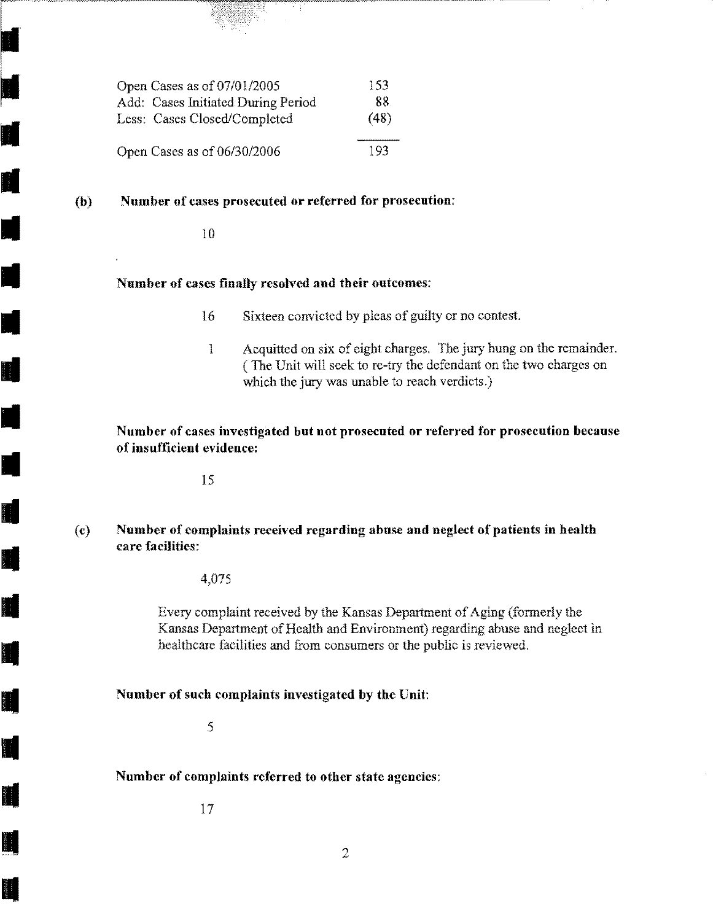| | |
|---|---|
| Open Cases as of 07/01/2005 | 153 |
| Add: Cases Initiated During Period | 88 |
| Less: Cases Closed/Completed | (48) |
| Open Cases as of 06/30/2006 | 193 |

**(b) Number of cases prosecuted or referred for prosecution:**

10

**Number of cases finally resolved and their outcomes:**

16 Sixteen convicted by pleas of guilty or no contest.

1 Acquitted on six of eight charges. The jury hung on the remainder. ( The Unit will seek to re-try the defendant on the two charges on which the jury was unable to reach verdicts.)

**Number of cases investigated but not prosecuted or referred for prosecution because of insufficient evidence:**

15

**(c) Number of complaints received regarding abuse and neglect of patients in health care facilities:**

4,075

Every complaint received by the Kansas Department of Aging (formerly the Kansas Department of Health and Environment) regarding abuse and neglect in healthcare facilities and from consumers or the public is reviewed.

**Number of such complaints investigated by the Unit:**

5

**Number of complaints referred to other state agencies:**

17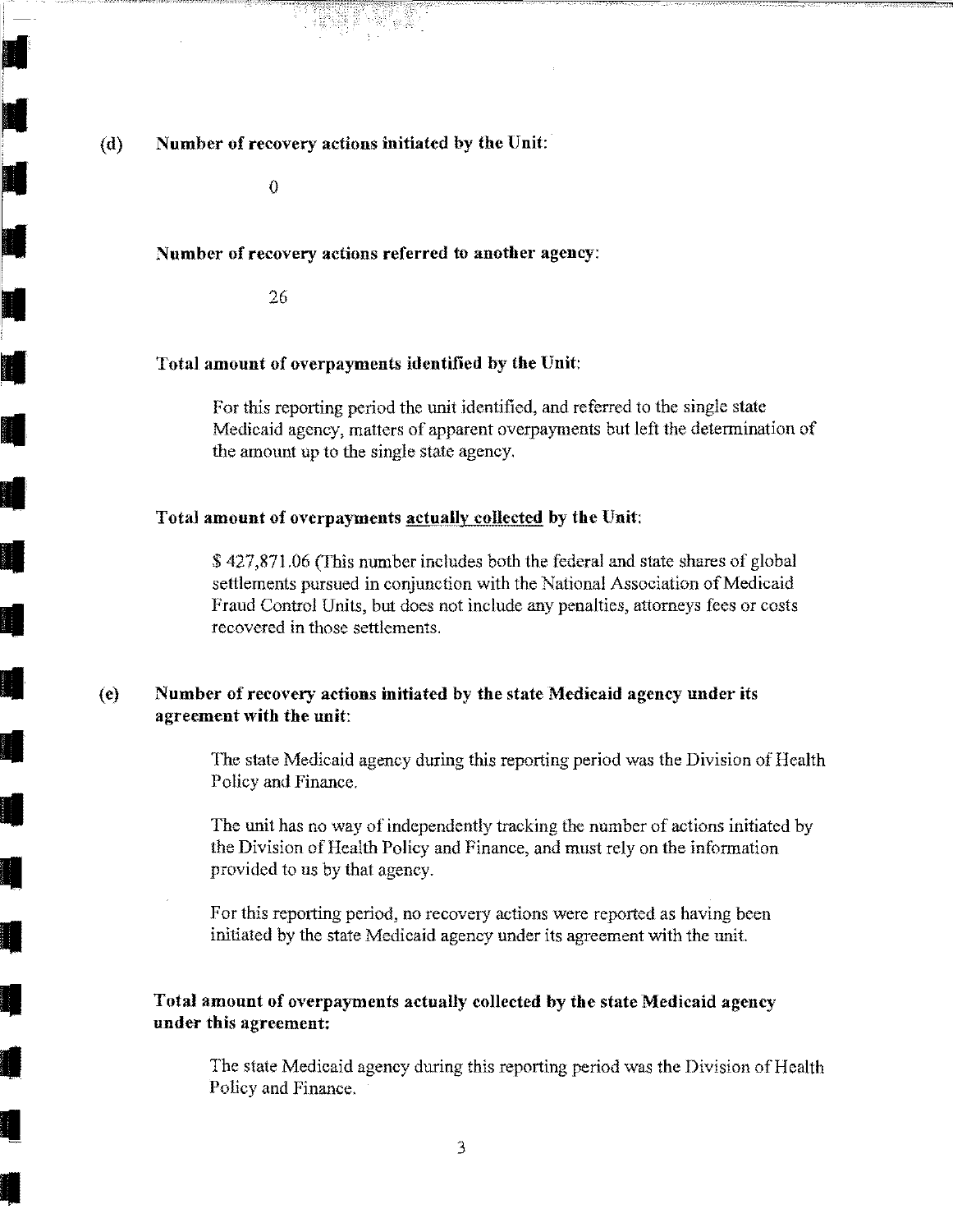**(d) Number of recovery actions initiated by the Unit:**

0

**Number of recovery actions referred to another agency:**

26

**Total amount of overpayments identified by the Unit:**

For this reporting period the unit identified, and referred to the single state Medicaid agency, matters of apparent overpayments but left the determination of the amount up to the single state agency.

**Total amount of overpayments <u>actually collected</u> by the Unit:**

$ 427,871.06 (This number includes both the federal and state shares of global settlements pursued in conjunction with the National Association of Medicaid Fraud Control Units, but does not include any penalties, attorneys fees or costs recovered in those settlements.

**(e) Number of recovery actions initiated by the state Medicaid agency under its agreement with the unit:**

The state Medicaid agency during this reporting period was the Division of Health Policy and Finance.

The unit has no way of independently tracking the number of actions initiated by the Division of Health Policy and Finance, and must rely on the information provided to us by that agency.

For this reporting period, no recovery actions were reported as having been initiated by the state Medicaid agency under its agreement with the unit.

**Total amount of overpayments actually collected by the state Medicaid agency under this agreement:**

The state Medicaid agency during this reporting period was the Division of Health Policy and Finance.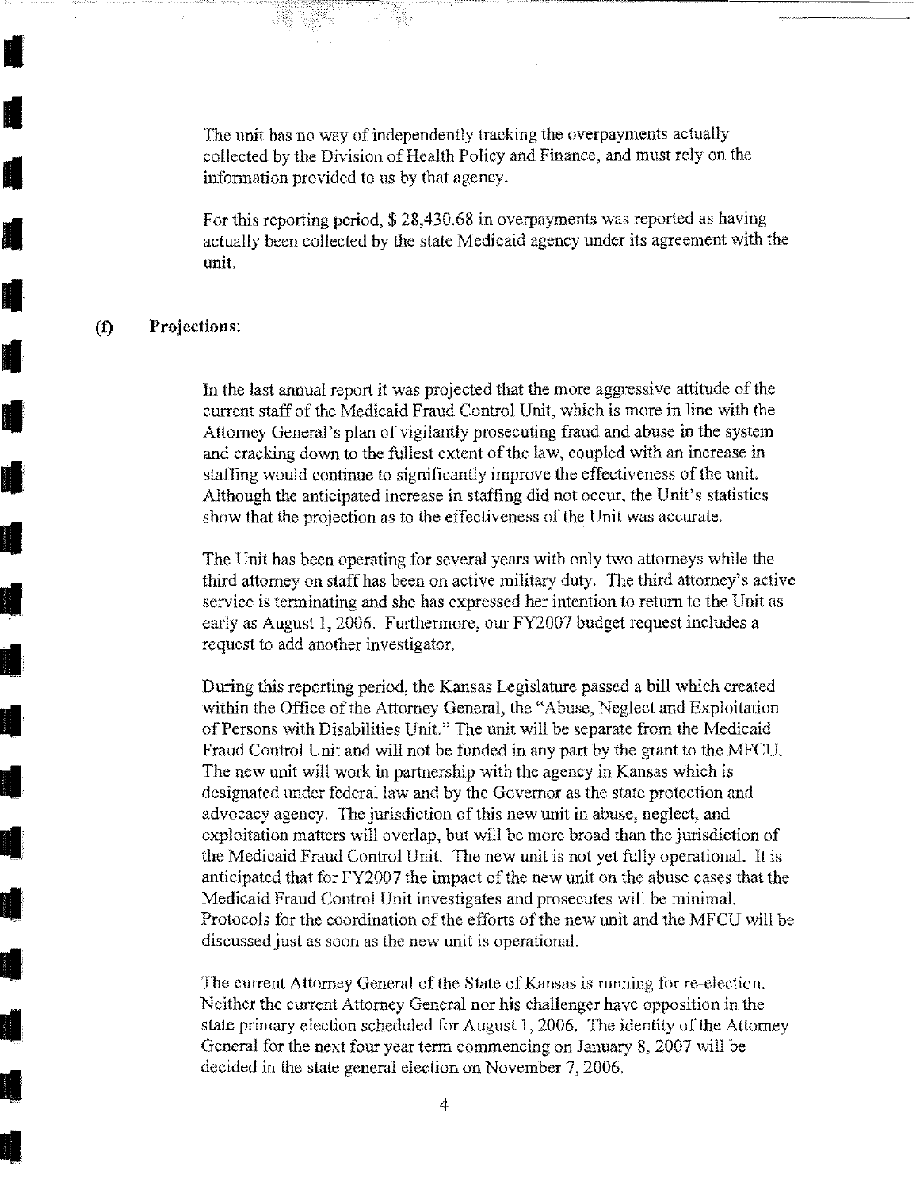The unit has no way of independently tracking the overpayments actually collected by the Division of Health Policy and Finance, and must rely on the information provided to us by that agency.

For this reporting period, $ 28,430.68 in overpayments was reported as having actually been collected by the state Medicaid agency under its agreement with the unit.

### (f) Projections:

In the last annual report it was projected that the more aggressive attitude of the current staff of the Medicaid Fraud Control Unit, which is more in line with the Attorney General's plan of vigilantly prosecuting fraud and abuse in the system and cracking down to the fullest extent of the law, coupled with an increase in staffing would continue to significantly improve the effectiveness of the unit. Although the anticipated increase in staffing did not occur, the Unit's statistics show that the projection as to the effectiveness of the Unit was accurate.

The Unit has been operating for several years with only two attorneys while the third attorney on staff has been on active military duty. The third attorney's active service is terminating and she has expressed her intention to return to the Unit as early as August 1, 2006. Furthermore, our FY2007 budget request includes a request to add another investigator.

During this reporting period, the Kansas Legislature passed a bill which created within the Office of the Attorney General, the "Abuse, Neglect and Exploitation of Persons with Disabilities Unit." The unit will be separate from the Medicaid Fraud Control Unit and will not be funded in any part by the grant to the MFCU. The new unit will work in partnership with the agency in Kansas which is designated under federal law and by the Governor as the state protection and advocacy agency. The jurisdiction of this new unit in abuse, neglect, and exploitation matters will overlap, but will be more broad than the jurisdiction of the Medicaid Fraud Control Unit. The new unit is not yet fully operational. It is anticipated that for FY2007 the impact of the new unit on the abuse cases that the Medicaid Fraud Control Unit investigates and prosecutes will be minimal. Protocols for the coordination of the efforts of the new unit and the MFCU will be discussed just as soon as the new unit is operational.

The current Attorney General of the State of Kansas is running for re-election. Neither the current Attorney General nor his challenger have opposition in the state primary election scheduled for August 1, 2006. The identity of the Attorney General for the next four year term commencing on January 8, 2007 will be decided in the state general election on November 7, 2006.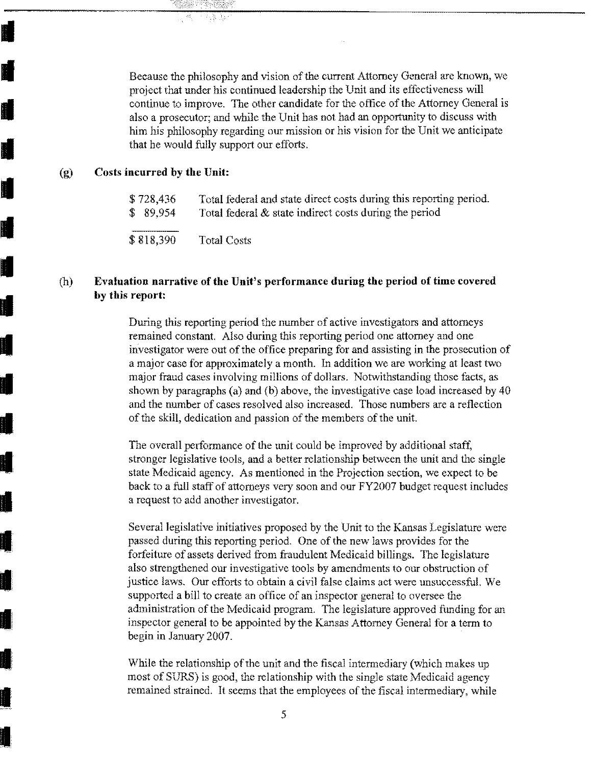Because the philosophy and vision of the current Attorney General are known, we project that under his continued leadership the Unit and its effectiveness will continue to improve. The other candidate for the office of the Attorney General is also a prosecutor; and while the Unit has not had an opportunity to discuss with him his philosophy regarding our mission or his vision for the Unit we anticipate that he would fully support our efforts.

**(g) Costs incurred by the Unit:**

| | |
|---|---|
| $ 728,436 | Total federal and state direct costs during this reporting period. |
| $ 89,954 | Total federal & state indirect costs during the period |
| $ 818,390 | Total Costs |

**(h) Evaluation narrative of the Unit's performance during the period of time covered by this report:**

During this reporting period the number of active investigators and attorneys remained constant. Also during this reporting period one attorney and one investigator were out of the office preparing for and assisting in the prosecution of a major case for approximately a month. In addition we are working at least two major fraud cases involving millions of dollars. Notwithstanding those facts, as shown by paragraphs (a) and (b) above, the investigative case load increased by 40 and the number of cases resolved also increased. Those numbers are a reflection of the skill, dedication and passion of the members of the unit.

The overall performance of the unit could be improved by additional staff, stronger legislative tools, and a better relationship between the unit and the single state Medicaid agency. As mentioned in the Projection section, we expect to be back to a full staff of attorneys very soon and our FY2007 budget request includes a request to add another investigator.

Several legislative initiatives proposed by the Unit to the Kansas Legislature were passed during this reporting period. One of the new laws provides for the forfeiture of assets derived from fraudulent Medicaid billings. The legislature also strengthened our investigative tools by amendments to our obstruction of justice laws. Our efforts to obtain a civil false claims act were unsuccessful. We supported a bill to create an office of an inspector general to oversee the administration of the Medicaid program. The legislature approved funding for an inspector general to be appointed by the Kansas Attorney General for a term to begin in January 2007.

While the relationship of the unit and the fiscal intermediary (which makes up most of SURS) is good, the relationship with the single state Medicaid agency remained strained. It seems that the employees of the fiscal intermediary, while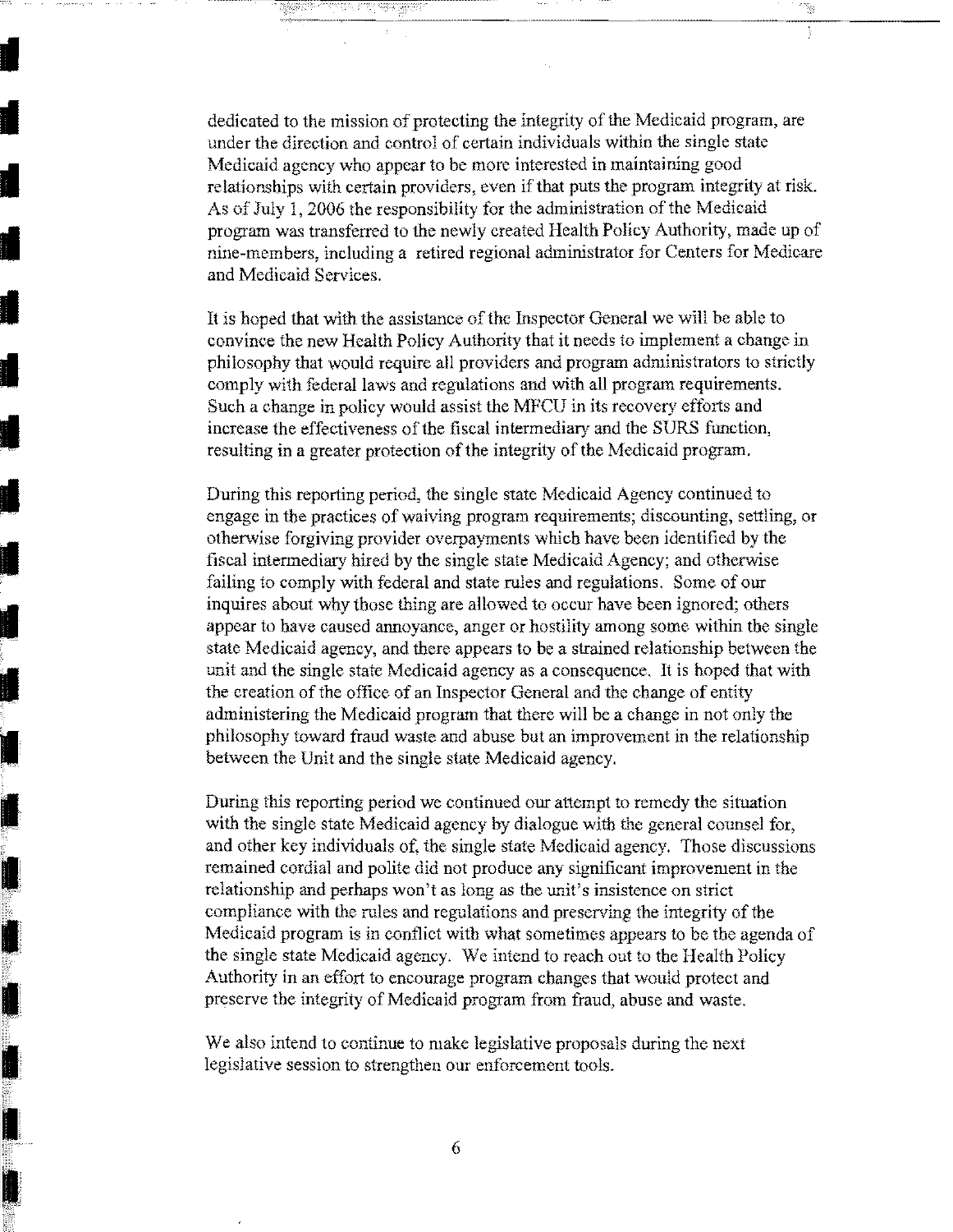dedicated to the mission of protecting the integrity of the Medicaid program, are under the direction and control of certain individuals within the single state Medicaid agency who appear to be more interested in maintaining good relationships with certain providers, even if that puts the program integrity at risk. As of July 1, 2006 the responsibility for the administration of the Medicaid program was transferred to the newly created Health Policy Authority, made up of nine-members, including a retired regional administrator for Centers for Medicare and Medicaid Services.

It is hoped that with the assistance of the Inspector General we will be able to convince the new Health Policy Authority that it needs to implement a change in philosophy that would require all providers and program administrators to strictly comply with federal laws and regulations and with all program requirements. Such a change in policy would assist the MFCU in its recovery efforts and increase the effectiveness of the fiscal intermediary and the SURS function, resulting in a greater protection of the integrity of the Medicaid program.

During this reporting period, the single state Medicaid Agency continued to engage in the practices of waiving program requirements; discounting, settling, or otherwise forgiving provider overpayments which have been identified by the fiscal intermediary hired by the single state Medicaid Agency; and otherwise failing to comply with federal and state rules and regulations. Some of our inquires about why those thing are allowed to occur have been ignored; others appear to have caused annoyance, anger or hostility among some within the single state Medicaid agency, and there appears to be a strained relationship between the unit and the single state Medicaid agency as a consequence. It is hoped that with the creation of the office of an Inspector General and the change of entity administering the Medicaid program that there will be a change in not only the philosophy toward fraud waste and abuse but an improvement in the relationship between the Unit and the single state Medicaid agency.

During this reporting period we continued our attempt to remedy the situation with the single state Medicaid agency by dialogue with the general counsel for, and other key individuals of, the single state Medicaid agency. Those discussions remained cordial and polite did not produce any significant improvement in the relationship and perhaps won't as long as the unit's insistence on strict compliance with the rules and regulations and preserving the integrity of the Medicaid program is in conflict with what sometimes appears to be the agenda of the single state Medicaid agency. We intend to reach out to the Health Policy Authority in an effort to encourage program changes that would protect and preserve the integrity of Medicaid program from fraud, abuse and waste.

We also intend to continue to make legislative proposals during the next legislative session to strengthen our enforcement tools.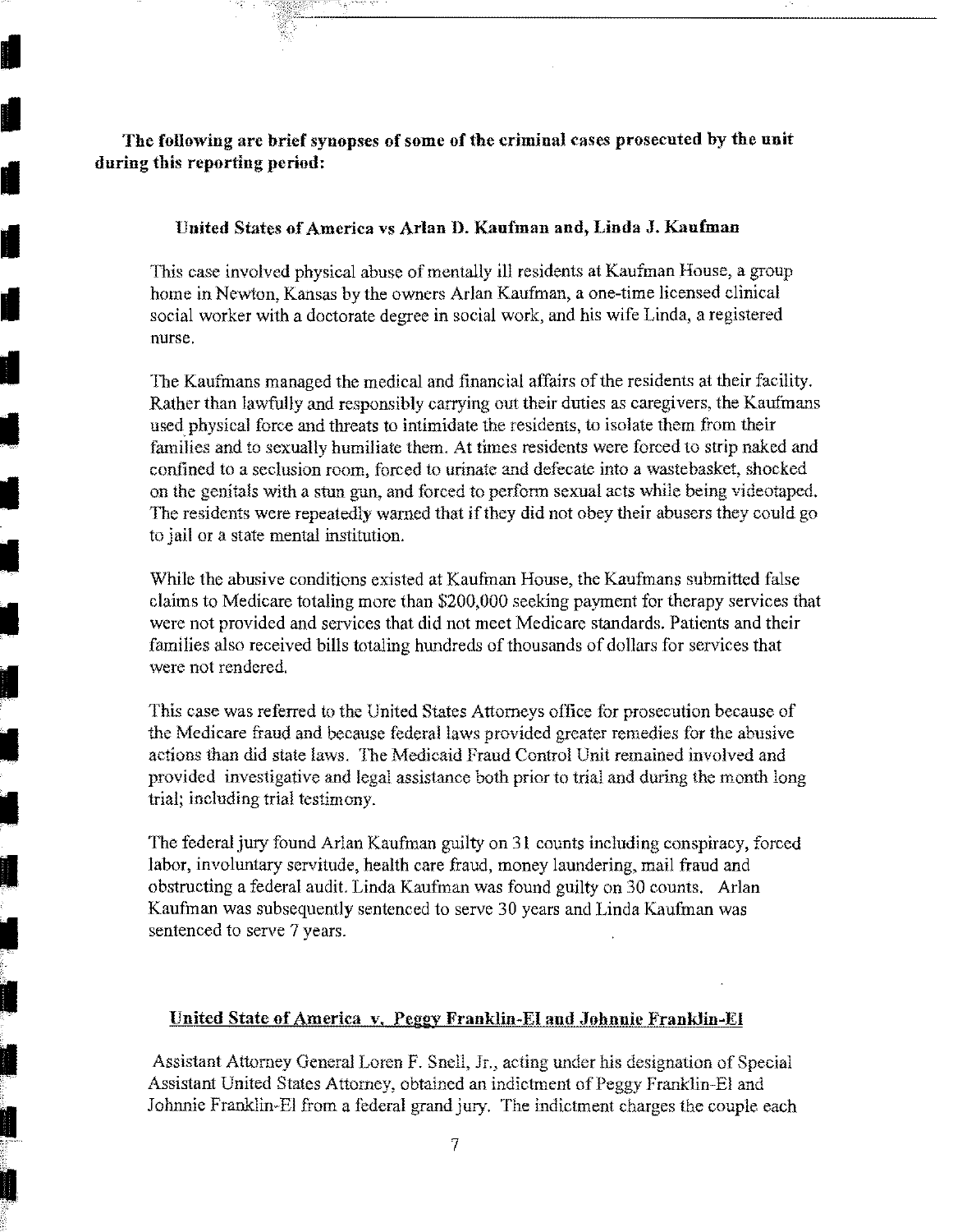**The following are brief synopses of some of the criminal cases prosecuted by the unit during this reporting period:**

### United States of America vs Arlan D. Kaufman and, Linda J. Kaufman

This case involved physical abuse of mentally ill residents at Kaufman House, a group home in Newton, Kansas by the owners Arlan Kaufman, a one-time licensed clinical social worker with a doctorate degree in social work, and his wife Linda, a registered nurse.

The Kaufmans managed the medical and financial affairs of the residents at their facility. Rather than lawfully and responsibly carrying out their duties as caregivers, the Kaufmans used physical force and threats to intimidate the residents, to isolate them from their families and to sexually humiliate them. At times residents were forced to strip naked and confined to a seclusion room, forced to urinate and defecate into a wastebasket, shocked on the genitals with a stun gun, and forced to perform sexual acts while being videotaped. The residents were repeatedly warned that if they did not obey their abusers they could go to jail or a state mental institution.

While the abusive conditions existed at Kaufman House, the Kaufmans submitted false claims to Medicare totaling more than $200,000 seeking payment for therapy services that were not provided and services that did not meet Medicare standards. Patients and their families also received bills totaling hundreds of thousands of dollars for services that were not rendered.

This case was referred to the United States Attorneys office for prosecution because of the Medicare fraud and because federal laws provided greater remedies for the abusive actions than did state laws. The Medicaid Fraud Control Unit remained involved and provided investigative and legal assistance both prior to trial and during the month long trial; including trial testimony.

The federal jury found Arlan Kaufman guilty on 31 counts including conspiracy, forced labor, involuntary servitude, health care fraud, money laundering, mail fraud and obstructing a federal audit. Linda Kaufman was found guilty on 30 counts. Arlan Kaufman was subsequently sentenced to serve 30 years and Linda Kaufman was sentenced to serve 7 years.

### United State of America v. Peggy Franklin-El and Johnnie Franklin-El

Assistant Attorney General Loren F. Snell, Jr., acting under his designation of Special Assistant United States Attorney, obtained an indictment of Peggy Franklin-El and Johnnie Franklin-El from a federal grand jury. The indictment charges the couple each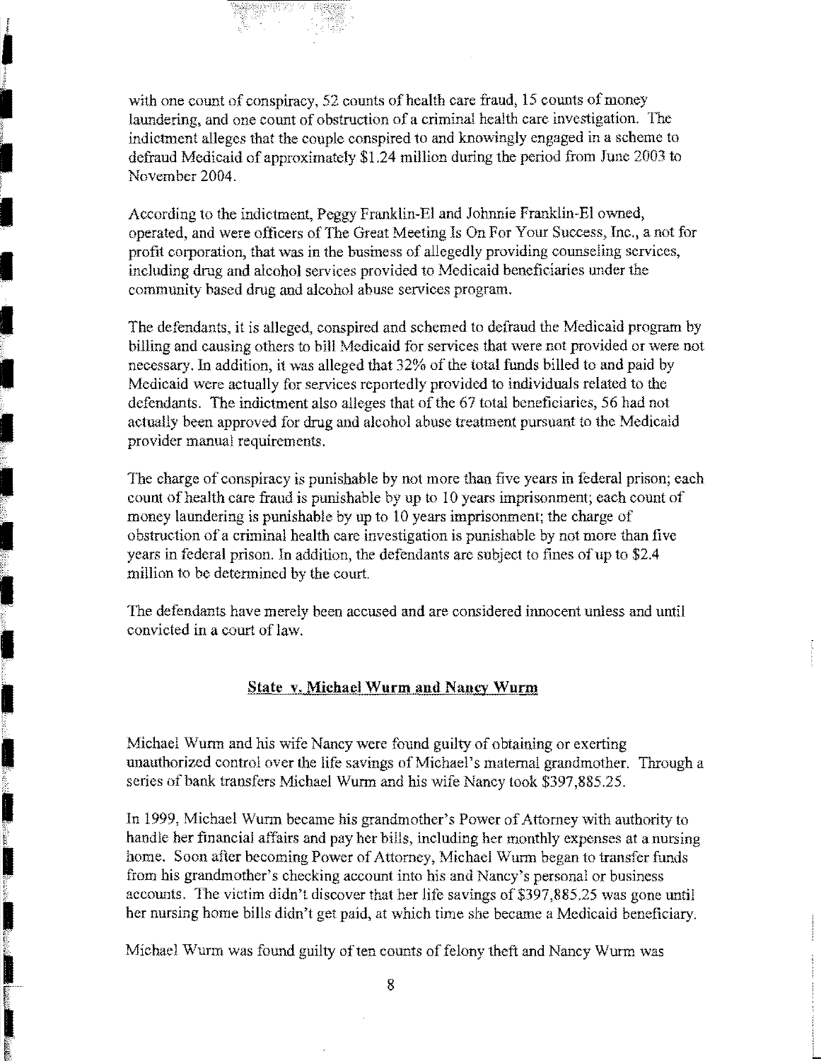with one count of conspiracy, 52 counts of health care fraud, 15 counts of money laundering, and one count of obstruction of a criminal health care investigation. The indictment alleges that the couple conspired to and knowingly engaged in a scheme to defraud Medicaid of approximately $1.24 million during the period from June 2003 to November 2004.

According to the indictment, Peggy Franklin-El and Johnnie Franklin-El owned, operated, and were officers of The Great Meeting Is On For Your Success, Inc., a not for profit corporation, that was in the business of allegedly providing counseling services, including drug and alcohol services provided to Medicaid beneficiaries under the community based drug and alcohol abuse services program.

The defendants, it is alleged, conspired and schemed to defraud the Medicaid program by billing and causing others to bill Medicaid for services that were not provided or were not necessary. In addition, it was alleged that 32% of the total funds billed to and paid by Medicaid were actually for services reportedly provided to individuals related to the defendants. The indictment also alleges that of the 67 total beneficiaries, 56 had not actually been approved for drug and alcohol abuse treatment pursuant to the Medicaid provider manual requirements.

The charge of conspiracy is punishable by not more than five years in federal prison; each count of health care fraud is punishable by up to 10 years imprisonment; each count of money laundering is punishable by up to 10 years imprisonment; the charge of obstruction of a criminal health care investigation is punishable by not more than five years in federal prison. In addition, the defendants are subject to fines of up to $2.4 million to be determined by the court.

The defendants have merely been accused and are considered innocent unless and until convicted in a court of law.

## State v. Michael Wurm and Nancy Wurm

Michael Wurm and his wife Nancy were found guilty of obtaining or exerting unauthorized control over the life savings of Michael's maternal grandmother. Through a series of bank transfers Michael Wurm and his wife Nancy took $397,885.25.

In 1999, Michael Wurm became his grandmother's Power of Attorney with authority to handle her financial affairs and pay her bills, including her monthly expenses at a nursing home. Soon after becoming Power of Attorney, Michael Wurm began to transfer funds from his grandmother's checking account into his and Nancy's personal or business accounts. The victim didn't discover that her life savings of $397,885.25 was gone until her nursing home bills didn't get paid, at which time she became a Medicaid beneficiary.

Michael Wurm was found guilty of ten counts of felony theft and Nancy Wurm was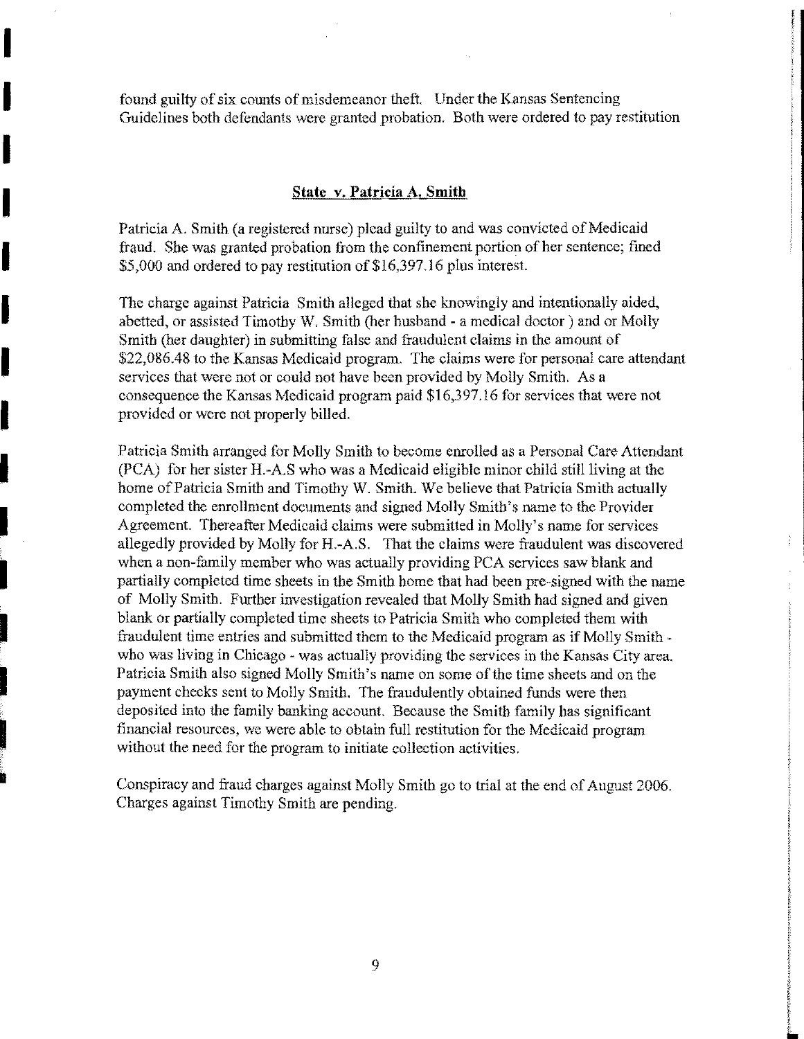found guilty of six counts of misdemeanor theft. Under the Kansas Sentencing Guidelines both defendants were granted probation. Both were ordered to pay restitution

**State v. Patricia A. Smith**

Patricia A. Smith (a registered nurse) plead guilty to and was convicted of Medicaid fraud. She was granted probation from the confinement portion of her sentence; fined $5,000 and ordered to pay restitution of $16,397.16 plus interest.

The charge against Patricia Smith alleged that she knowingly and intentionally aided, abetted, or assisted Timothy W. Smith (her husband - a medical doctor ) and or Molly Smith (her daughter) in submitting false and fraudulent claims in the amount of $22,086.48 to the Kansas Medicaid program. The claims were for personal care attendant services that were not or could not have been provided by Molly Smith. As a consequence the Kansas Medicaid program paid $16,397.16 for services that were not provided or were not properly billed.

Patricia Smith arranged for Molly Smith to become enrolled as a Personal Care Attendant (PCA) for her sister H.-A.S who was a Medicaid eligible minor child still living at the home of Patricia Smith and Timothy W. Smith. We believe that Patricia Smith actually completed the enrollment documents and signed Molly Smith's name to the Provider Agreement. Thereafter Medicaid claims were submitted in Molly's name for services allegedly provided by Molly for H.-A.S. That the claims were fraudulent was discovered when a non-family member who was actually providing PCA services saw blank and partially completed time sheets in the Smith home that had been pre-signed with the name of Molly Smith. Further investigation revealed that Molly Smith had signed and given blank or partially completed time sheets to Patricia Smith who completed them with fraudulent time entries and submitted them to the Medicaid program as if Molly Smith - who was living in Chicago - was actually providing the services in the Kansas City area. Patricia Smith also signed Molly Smith's name on some of the time sheets and on the payment checks sent to Molly Smith. The fraudulently obtained funds were then deposited into the family banking account. Because the Smith family has significant financial resources, we were able to obtain full restitution for the Medicaid program without the need for the program to initiate collection activities.

Conspiracy and fraud charges against Molly Smith go to trial at the end of August 2006. Charges against Timothy Smith are pending.